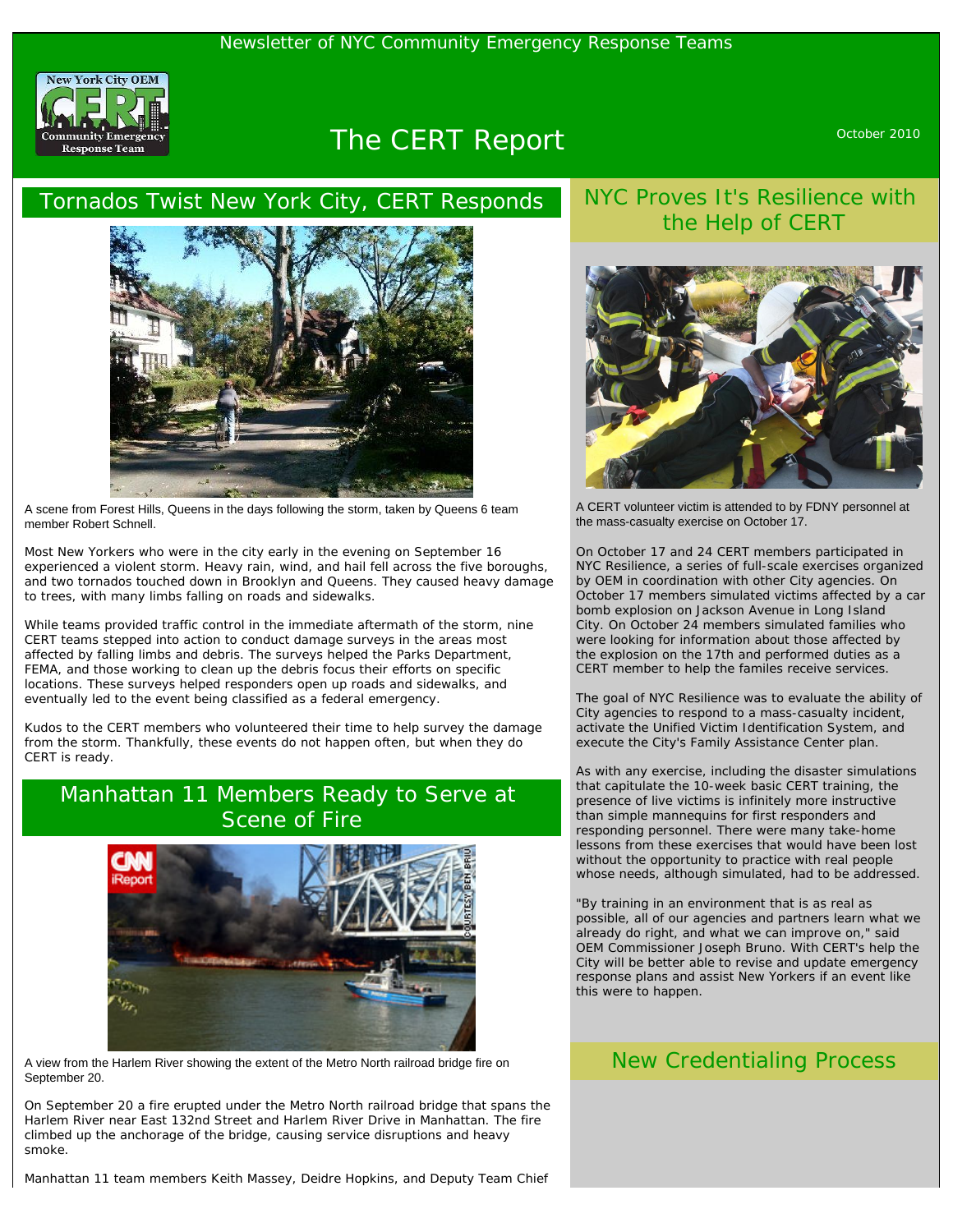Newsletter of NYC Community Emergency Response Teams

# The CERT Report

October 2010

## Tornados Twist New York City, CERT Responds

A scene from Forest Hills, Queens in the days following the storm, taken by Queens 6 team member Robert Schnell.

Most New Yorkers who were in the city early in the evening on September 16 experienced a violent storm. Heavy rain, wind, and hail fell across the five boroughs, and two tornados touched down in Brooklyn and Queens. They caused heavy damage to trees, with many limbs falling on roads and sidewalks.

While teams provided traffic control in the immediate aftermath of the storm, nine CERT teams stepped into action to conduct damage surveys in the areas most affected by falling limbs and debris. The surveys helped the Parks Department, FEMA, and those working to clean up the debris focus their efforts on specific locations. These surveys helped responders open up roads and sidewalks, and eventually led to the event being classified as a federal emergency.

Kudos to the CERT members who volunteered their time to help survey the damage from the storm. Thankfully, these events do not happen often, but when they do CERT is ready.

## Manhattan 11 Members Ready to Serve at Scene of Fire

A view from the Harlem River showing the extent of the Metro North railroad bridge fire on September 20.

On September 20 a fire erupted under the Metro North railroad bridge that spans the Harlem River near East 132nd Street and Harlem River Drive in Manhattan. The fire climbed up the anchorage of the bridge, causing service disruptions and heavy smoke.

Manhattan 11 team members Keith Massey, Deidre Hopkins, and Deputy Team Chief

## NYC Proves It's Resilience with the Help of CERT

A CERT volunteer victim is attended to by FDNY personnel at the mass-casualty exercise on October 17.

On October 17 and 24 CERT members participated in NYC Resilience, a series of full-scale exercises organized by OEM in coordination with other City agencies. On October 17 members simulated victims affected by a car bomb explosion on Jackson Avenue in Long Island City. On October 24 members simulated families who were looking for information about those affected by the explosion on the 17th and performed duties as a CERT member to help the familes receive services.

The goal of NYC Resilience was to evaluate the ability of City agencies to respond to a mass-casualty incident, activate the Unified Victim Identification System, and execute the City's Family Assistance Center plan.

As with any exercise, including the disaster simulations that capitulate the 10-week basic CERT training, the presence of live victims is infinitely more instructive than simple mannequins for first responders and responding personnel. There were many take-home lessons from these exercises that would have been lost without the opportunity to practice with real people whose needs, although simulated, had to be addressed.

"By training in an environment that is as real as possible, all of our agencies and partners learn what we already do right, and what we can improve on," said OEM Commissioner Joseph Bruno. With CERT's help the City will be better able to revise and update emergency response plans and assist New Yorkers if an event like this were to happen.

## New Credentialing Process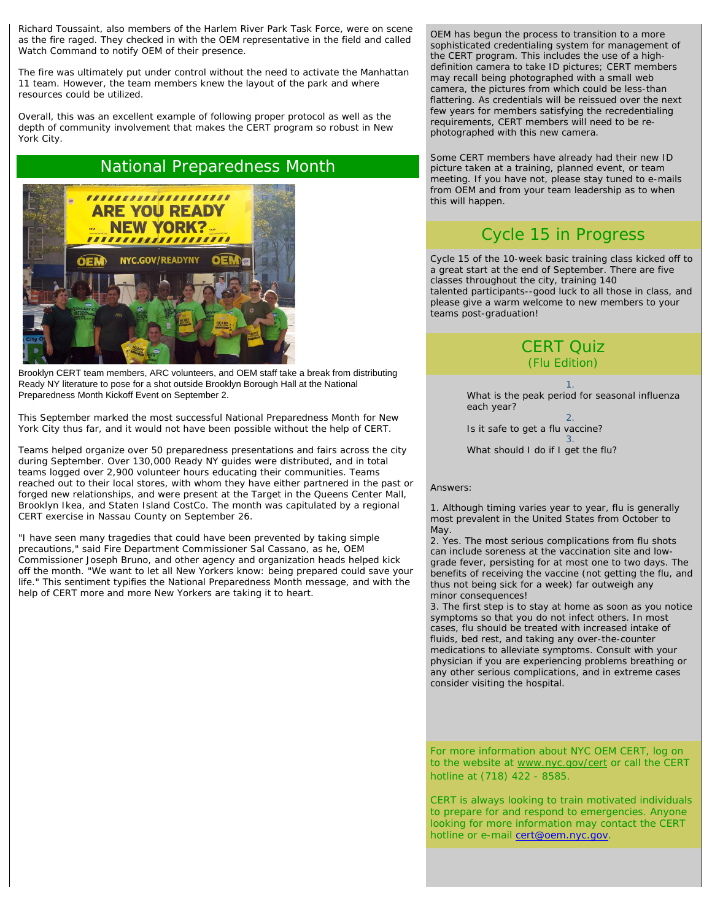Richard Toussaint, also members of the Harlem River Park Task Force, were on scene as the fire raged. They checked in with the OEM representative in the field and called Watch Command to notify OEM of their presence.

The fire was ultimately put under control without the need to activate the Manhattan 11 team. However, the team members knew the layout of the park and where resources could be utilized.

Overall, this was an excellent example of following proper protocol as well as the depth of community involvement that makes the CERT program so robust in New York City.

## National Preparedness Month

Brooklyn CERT team members, ARC volunteers, and OEM staff take a break from distributing Ready NY literature to pose for a shot outside Brooklyn Borough Hall at the National Preparedness Month Kickoff Event on September 2.

This September marked the most successful National Preparedness Month for New York City thus far, and it would not have been possible without the help of CERT.

Teams helped organize over 50 preparedness presentations and fairs across the city during September. Over 130,000 Ready NY guides were distributed, and in total teams logged over 2,900 volunteer hours educating their communities. Teams reached out to their local stores, with whom they have either partnered in the past or forged new relationships, and were present at the Target in the Queens Center Mall, Brooklyn Ikea, and Staten Island CostCo. The month was capitulated by a regional CERT exercise in Nassau County on September 26.

"I have seen many tragedies that could have been prevented by taking simple precautions," said Fire Department Commissioner Sal Cassano, as he, OEM Commissioner Joseph Bruno, and other agency and organization heads helped kick off the month. "We want to let all New Yorkers know: being prepared could save your life." This sentiment typifies the National Preparedness Month message, and with the help of CERT more and more New Yorkers are taking it to heart.

OEM has begun the process to transition to a more sophisticated credentialing system for management of the CERT program. This includes the use of a high-definition camera to take ID pictures; CERT members may recall being photographed with a small web camera, the pictures from which could be less-than flattering. As credentials will be reissued over the next few years for members satisfying the recredentialing requirements, CERT members will need to be re-photographed with this new camera.

Some CERT members have already had their new ID picture taken at a training, planned event, or team meeting. If you have not, please stay tuned to e-mails from OEM and from your team leadership as to when this will happen.

## Cycle 15 in Progress

Cycle 15 of the 10-week basic training class kicked off to a great start at the end of September. There are five classes throughout the city, training 140 talented participants--good luck to all those in class, and please give a warm welcome to new members to your teams post-graduation!

## CERT Quiz
### (Flu Edition)

1. What is the peak period for seasonal influenza each year?
2. Is it safe to get a flu vaccine?
3. What should I do if I get the flu?

Answers:

1. Although timing varies year to year, flu is generally most prevalent in the United States from October to May.
2. Yes. The most serious complications from flu shots can include soreness at the vaccination site and low-grade fever, persisting for at most one to two days. The benefits of receiving the vaccine (not getting the flu, and thus not being sick for a week) far outweigh any minor consequences!
3. The first step is to stay at home as soon as you notice symptoms so that you do not infect others. In most cases, flu should be treated with increased intake of fluids, bed rest, and taking any over-the-counter medications to alleviate symptoms. Consult with your physician if you are experiencing problems breathing or any other serious complications, and in extreme cases consider visiting the hospital.

For more information about NYC OEM CERT, log on to the website at www.nyc.gov/cert or call the CERT hotline at (718) 422 - 8585.

CERT is always looking to train motivated individuals to prepare for and respond to emergencies. Anyone looking for more information may contact the CERT hotline or e-mail cert@oem.nyc.gov.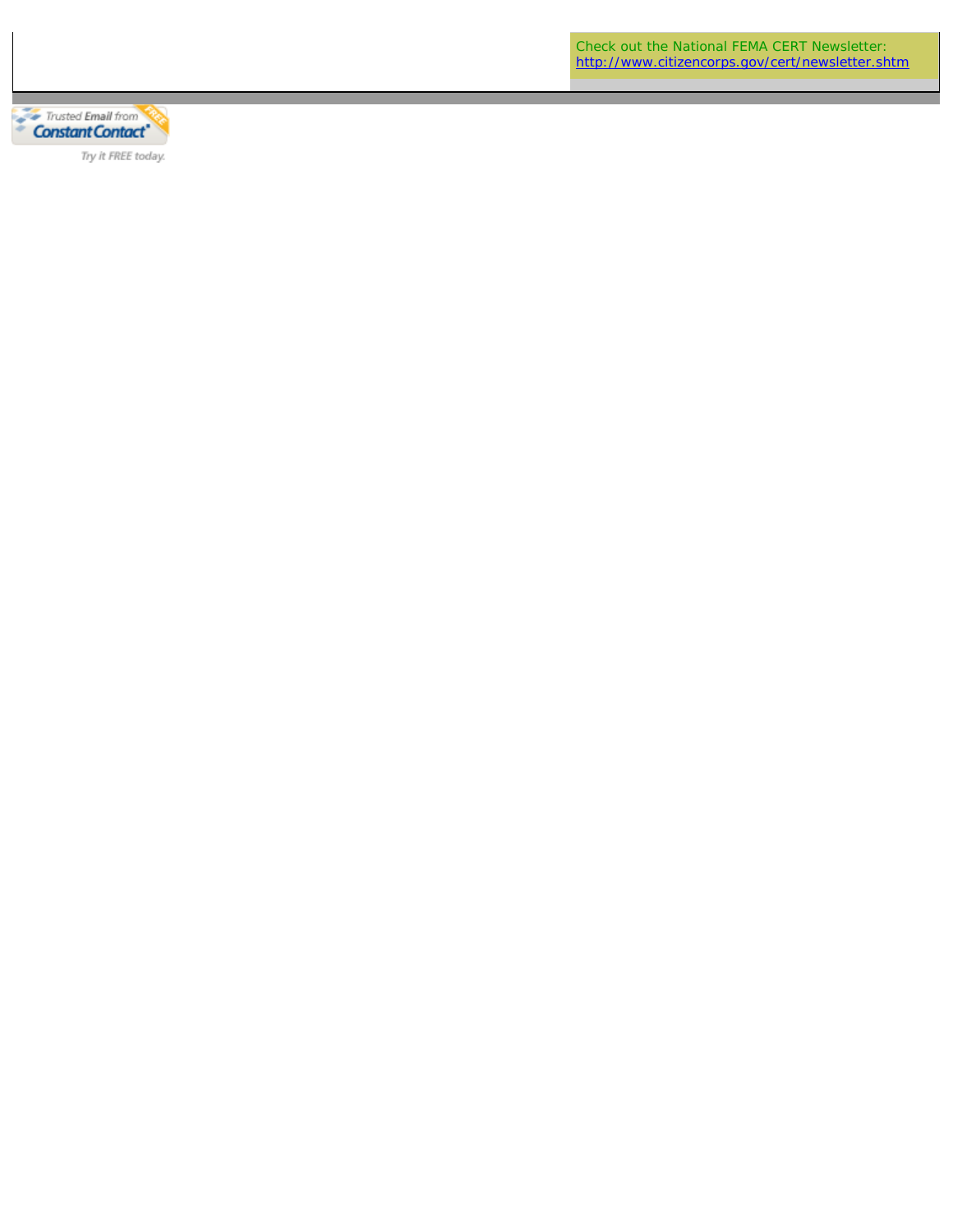Check out the National FEMA CERT Newsletter:
http://www.citizencorps.gov/cert/newsletter.shtm

Trusted Email from Constant Contact

Try it FREE today.